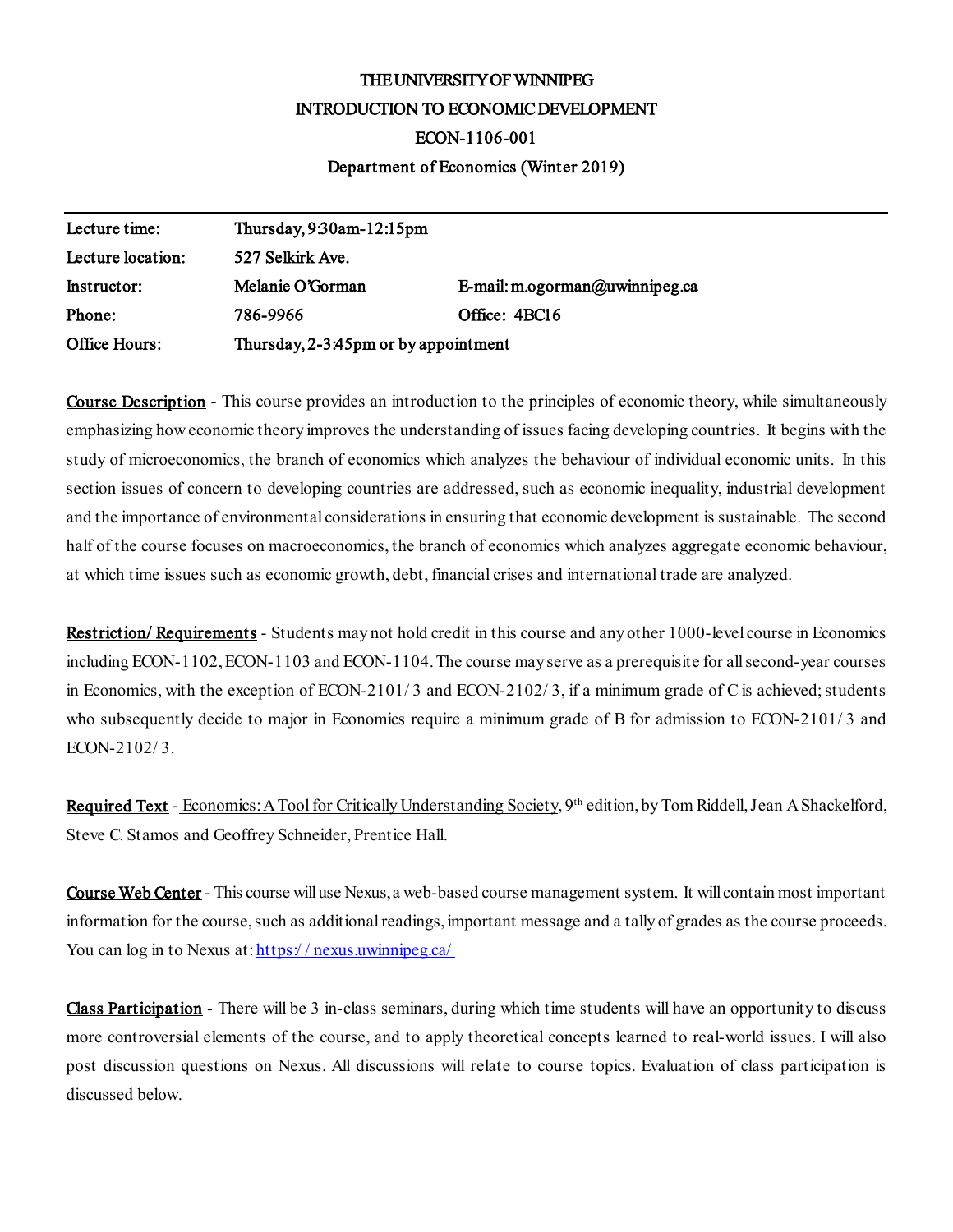# THE UNIVERSITY OF WINNIPEG
# INTRODUCTION TO ECONOMIC DEVELOPMENT
# ECON-1106-001
## Department of Economics (Winter 2019)

| | | |
|---|---|---|
| **Lecture time:** | **Thursday, 9:30am-12:15pm** | |
| **Lecture location:** | **527 Selkirk Ave.** | |
| **Instructor:** | **Melanie O'Gorman** | **E-mail: m.ogorman@uwinnipeg.ca** |
| **Phone:** | **786-9966** | **Office: 4BC16** |
| **Office Hours:** | **Thursday, 2-3:45pm or by appointment** | |

**Course Description** - This course provides an introduction to the principles of economic theory, while simultaneously emphasizing how economic theory improves the understanding of issues facing developing countries. It begins with the study of microeconomics, the branch of economics which analyzes the behaviour of individual economic units. In this section issues of concern to developing countries are addressed, such as economic inequality, industrial development and the importance of environmental considerations in ensuring that economic development is sustainable. The second half of the course focuses on macroeconomics, the branch of economics which analyzes aggregate economic behaviour, at which time issues such as economic growth, debt, financial crises and international trade are analyzed.

**Restriction/ Requirements** - Students may not hold credit in this course and any other 1000-level course in Economics including ECON-1102, ECON-1103 and ECON-1104. The course may serve as a prerequisite for all second-year courses in Economics, with the exception of ECON-2101/ 3 and ECON-2102/ 3, if a minimum grade of C is achieved; students who subsequently decide to major in Economics require a minimum grade of B for admission to ECON-2101/ 3 and ECON-2102/ 3.

**Required Text** - Economics: A Tool for Critically Understanding Society, 9th edition, by Tom Riddell, Jean A Shackelford, Steve C. Stamos and Geoffrey Schneider, Prentice Hall.

**Course Web Center** - This course will use Nexus, a web-based course management system. It will contain most important information for the course, such as additional readings, important message and a tally of grades as the course proceeds. You can log in to Nexus at: https:/ / nexus.uwinnipeg.ca/

**Class Participation** - There will be 3 in-class seminars, during which time students will have an opportunity to discuss more controversial elements of the course, and to apply theoretical concepts learned to real-world issues. I will also post discussion questions on Nexus. All discussions will relate to course topics. Evaluation of class participation is discussed below.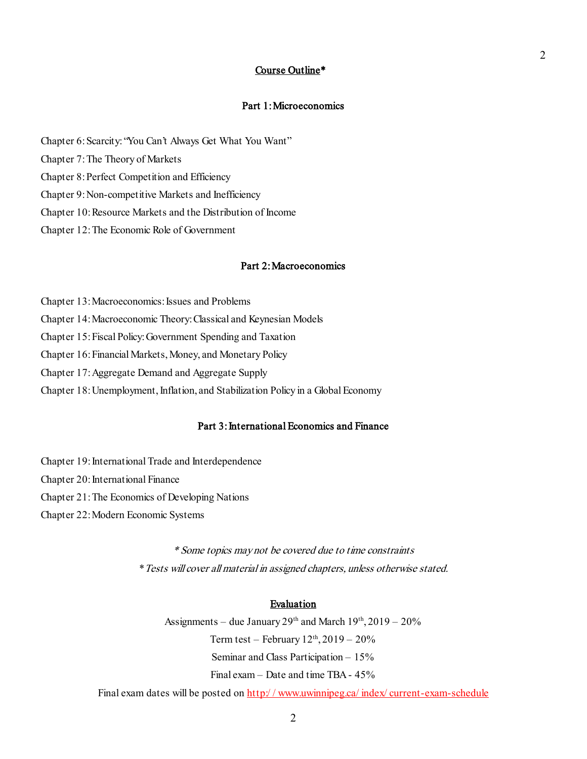## Course Outline*

### Part 1: Microeconomics

Chapter 6: Scarcity: "You Can't Always Get What You Want"

Chapter 7: The Theory of Markets

Chapter 8: Perfect Competition and Efficiency

Chapter 9: Non-competitive Markets and Inefficiency

Chapter 10: Resource Markets and the Distribution of Income

Chapter 12: The Economic Role of Government

### Part 2: Macroeconomics

Chapter 13: Macroeconomics: Issues and Problems

Chapter 14: Macroeconomic Theory: Classical and Keynesian Models

Chapter 15: Fiscal Policy: Government Spending and Taxation

Chapter 16: Financial Markets, Money, and Monetary Policy

Chapter 17: Aggregate Demand and Aggregate Supply

Chapter 18: Unemployment, Inflation, and Stabilization Policy in a Global Economy

### Part 3: International Economics and Finance

Chapter 19: International Trade and Interdependence

Chapter 20: International Finance

Chapter 21: The Economics of Developing Nations

Chapter 22: Modern Economic Systems

*\* Some topics may not be covered due to time constraints*

*\* Tests will cover all material in assigned chapters, unless otherwise stated.*

## Evaluation

Assignments – due January 29th and March 19th, 2019 – 20%

Term test – February 12th, 2019 – 20%

Seminar and Class Participation – 15%

Final exam – Date and time TBA - 45%

Final exam dates will be posted on http://www.uwinnipeg.ca/index/current-exam-schedule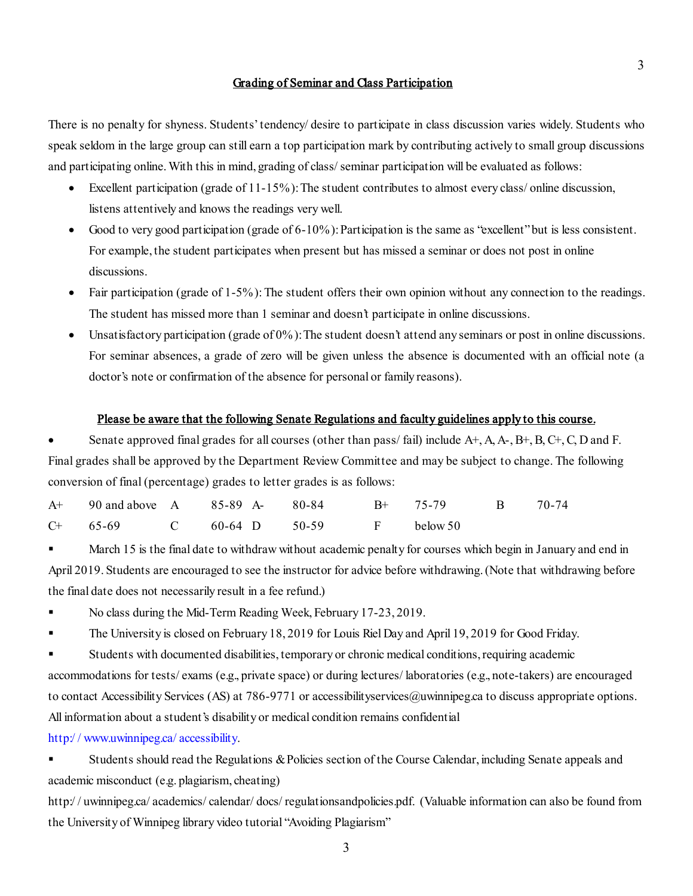## Grading of Seminar and Class Participation

There is no penalty for shyness. Students' tendency/ desire to participate in class discussion varies widely. Students who speak seldom in the large group can still earn a top participation mark by contributing actively to small group discussions and participating online. With this in mind, grading of class/ seminar participation will be evaluated as follows:

- Excellent participation (grade of 11-15%): The student contributes to almost every class/ online discussion, listens attentively and knows the readings very well.
- Good to very good participation (grade of 6-10%): Participation is the same as "excellent" but is less consistent. For example, the student participates when present but has missed a seminar or does not post in online discussions.
- Fair participation (grade of 1-5%): The student offers their own opinion without any connection to the readings. The student has missed more than 1 seminar and doesn't participate in online discussions.
- Unsatisfactory participation (grade of 0%): The student doesn't attend any seminars or post in online discussions. For seminar absences, a grade of zero will be given unless the absence is documented with an official note (a doctor's note or confirmation of the absence for personal or family reasons).

## Please be aware that the following Senate Regulations and faculty guidelines apply to this course.

- Senate approved final grades for all courses (other than pass/ fail) include A+, A, A-, B+, B, C+, C, D and F. Final grades shall be approved by the Department Review Committee and may be subject to change. The following conversion of final (percentage) grades to letter grades is as follows:

| | | | | | | | | | |
|---|---|---|---|---|---|---|---|---|---|
| A+ | 90 and above | A | 85-89 | A- | 80-84 | B+ | 75-79 | B | 70-74 |
| C+ | 65-69 | C | 60-64 | D | 50-59 | F | below 50 | | |

- March 15 is the final date to withdraw without academic penalty for courses which begin in January and end in April 2019. Students are encouraged to see the instructor for advice before withdrawing. (Note that withdrawing before the final date does not necessarily result in a fee refund.)
- No class during the Mid-Term Reading Week, February 17-23, 2019.
- The University is closed on February 18, 2019 for Louis Riel Day and April 19, 2019 for Good Friday.
- Students with documented disabilities, temporary or chronic medical conditions, requiring academic accommodations for tests/ exams (e.g., private space) or during lectures/ laboratories (e.g., note-takers) are encouraged to contact Accessibility Services (AS) at 786-9771 or accessibilityservices@uwinnipeg.ca to discuss appropriate options. All information about a student's disability or medical condition remains confidential http://www.uwinnipeg.ca/accessibility.
- Students should read the Regulations & Policies section of the Course Calendar, including Senate appeals and academic misconduct (e.g. plagiarism, cheating) http://uwinnipeg.ca/academics/calendar/docs/regulationsandpolicies.pdf. (Valuable information can also be found from the University of Winnipeg library video tutorial "Avoiding Plagiarism"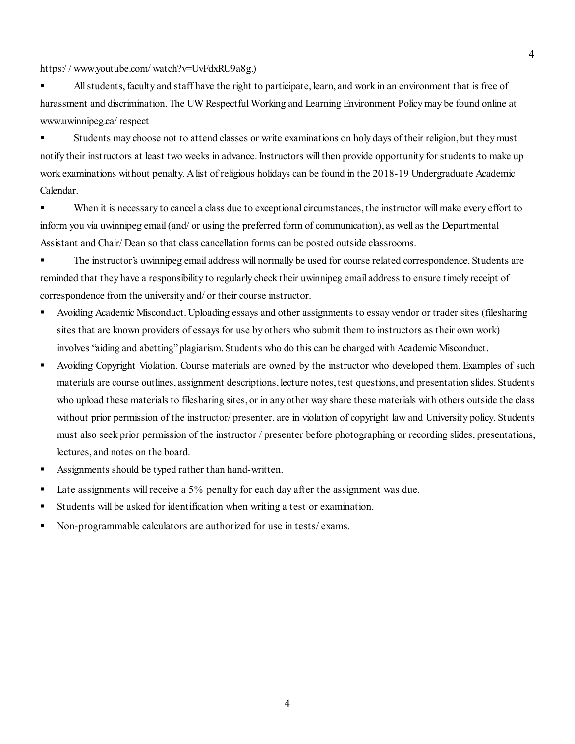https:/ / www.youtube.com/ watch?v=UvFdxRU9a8g.)

- All students, faculty and staff have the right to participate, learn, and work in an environment that is free of harassment and discrimination. The UW Respectful Working and Learning Environment Policy may be found online at www.uwinnipeg.ca/ respect
- Students may choose not to attend classes or write examinations on holy days of their religion, but they must notify their instructors at least two weeks in advance. Instructors will then provide opportunity for students to make up work examinations without penalty. A list of religious holidays can be found in the 2018-19 Undergraduate Academic Calendar.
- When it is necessary to cancel a class due to exceptional circumstances, the instructor will make every effort to inform you via uwinnipeg email (and/ or using the preferred form of communication), as well as the Departmental Assistant and Chair/ Dean so that class cancellation forms can be posted outside classrooms.
- The instructor's uwinnipeg email address will normally be used for course related correspondence. Students are reminded that they have a responsibility to regularly check their uwinnipeg email address to ensure timely receipt of correspondence from the university and/ or their course instructor.
- Avoiding Academic Misconduct. Uploading essays and other assignments to essay vendor or trader sites (filesharing sites that are known providers of essays for use by others who submit them to instructors as their own work) involves "aiding and abetting" plagiarism. Students who do this can be charged with Academic Misconduct.
- Avoiding Copyright Violation. Course materials are owned by the instructor who developed them. Examples of such materials are course outlines, assignment descriptions, lecture notes, test questions, and presentation slides. Students who upload these materials to filesharing sites, or in any other way share these materials with others outside the class without prior permission of the instructor/ presenter, are in violation of copyright law and University policy. Students must also seek prior permission of the instructor / presenter before photographing or recording slides, presentations, lectures, and notes on the board.
- Assignments should be typed rather than hand-written.
- Late assignments will receive a 5% penalty for each day after the assignment was due.
- Students will be asked for identification when writing a test or examination.
- Non-programmable calculators are authorized for use in tests/ exams.